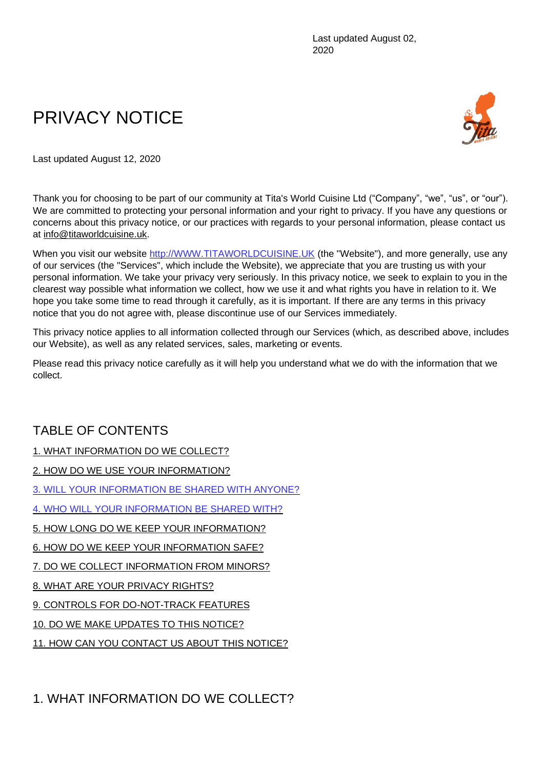Last updated August 02, 2020

# PRIVACY NOTICE

Last updated August 12, 2020

Thank you for choosing to be part of our community at Tita's World Cuisine Ltd ("Company", "we", "us", or "our"). We are committed to protecting your personal information and your right to privacy. If you have any questions or concerns about this privacy notice, or our practices with regards to your personal information, please contact us at info@titaworldcuisine.uk.

When you visit our website http://WWW.TITAWORLDCUISINE.UK (the "Website"), and more generally, use any of our services (the "Services", which include the Website), we appreciate that you are trusting us with your personal information. We take your privacy very seriously. In this privacy notice, we seek to explain to you in the clearest way possible what information we collect, how we use it and what rights you have in relation to it. We hope you take some time to read through it carefully, as it is important. If there are any terms in this privacy notice that you do not agree with, please discontinue use of our Services immediately.

This privacy notice applies to all information collected through our Services (which, as described above, includes our Website), as well as any related services, sales, marketing or events.

Please read this privacy notice carefully as it will help you understand what we do with the information that we collect.

## TABLE OF CONTENTS

1. WHAT INFORMATION DO WE COLLECT?

2. HOW DO WE USE YOUR INFORMATION?

3. WILL YOUR INFORMATION BE SHARED WITH ANYONE?

4. WHO WILL YOUR INFORMATION BE SHARED WITH?

5. HOW LONG DO WE KEEP YOUR INFORMATION?

6. HOW DO WE KEEP YOUR INFORMATION SAFE?

7. DO WE COLLECT INFORMATION FROM MINORS?

8. WHAT ARE YOUR PRIVACY RIGHTS?

9. CONTROLS FOR DO-NOT-TRACK FEATURES

10. DO WE MAKE UPDATES TO THIS NOTICE?

11. HOW CAN YOU CONTACT US ABOUT THIS NOTICE?

## 1. WHAT INFORMATION DO WE COLLECT?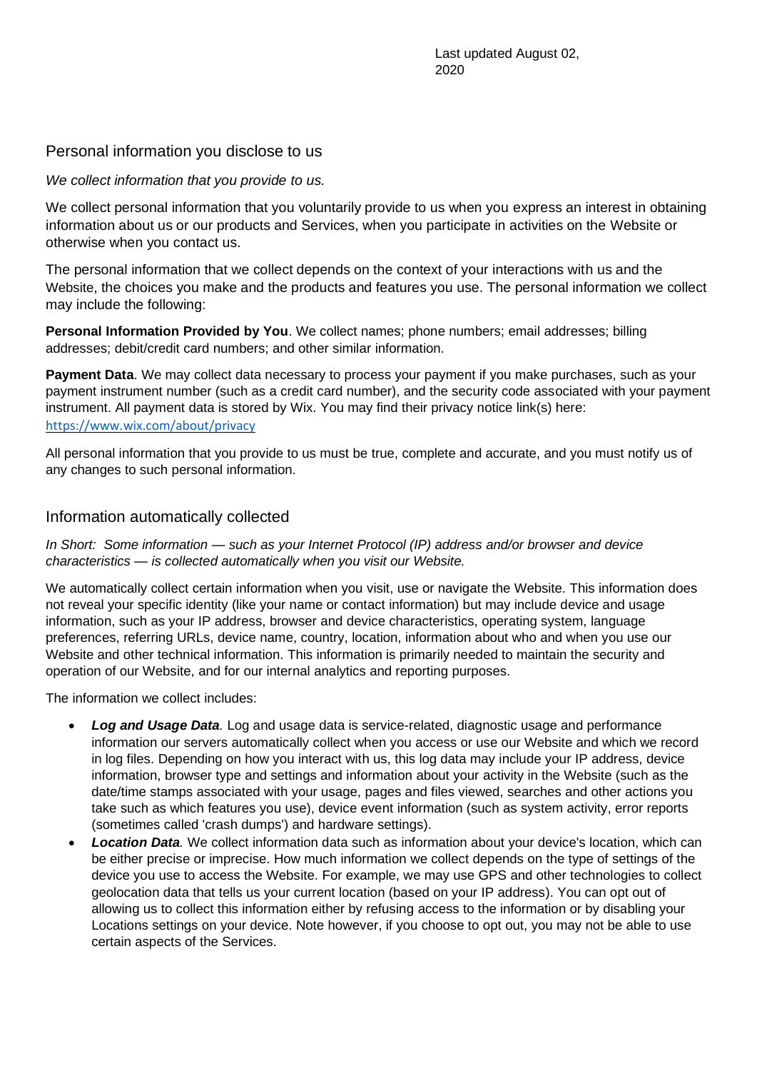Last updated August 02, 2020

## Personal information you disclose to us

*We collect information that you provide to us.*

We collect personal information that you voluntarily provide to us when you express an interest in obtaining information about us or our products and Services, when you participate in activities on the Website or otherwise when you contact us.

The personal information that we collect depends on the context of your interactions with us and the Website, the choices you make and the products and features you use. The personal information we collect may include the following:

**Personal Information Provided by You**. We collect names; phone numbers; email addresses; billing addresses; debit/credit card numbers; and other similar information.

**Payment Data**. We may collect data necessary to process your payment if you make purchases, such as your payment instrument number (such as a credit card number), and the security code associated with your payment instrument. All payment data is stored by Wix. You may find their privacy notice link(s) here: https://www.wix.com/about/privacy

All personal information that you provide to us must be true, complete and accurate, and you must notify us of any changes to such personal information.

## Information automatically collected

*In Short: Some information — such as your Internet Protocol (IP) address and/or browser and device characteristics — is collected automatically when you visit our Website.*

We automatically collect certain information when you visit, use or navigate the Website. This information does not reveal your specific identity (like your name or contact information) but may include device and usage information, such as your IP address, browser and device characteristics, operating system, language preferences, referring URLs, device name, country, location, information about who and when you use our Website and other technical information. This information is primarily needed to maintain the security and operation of our Website, and for our internal analytics and reporting purposes.

The information we collect includes:

- ***Log and Usage Data.*** Log and usage data is service-related, diagnostic usage and performance information our servers automatically collect when you access or use our Website and which we record in log files. Depending on how you interact with us, this log data may include your IP address, device information, browser type and settings and information about your activity in the Website (such as the date/time stamps associated with your usage, pages and files viewed, searches and other actions you take such as which features you use), device event information (such as system activity, error reports (sometimes called 'crash dumps') and hardware settings).
- ***Location Data.*** We collect information data such as information about your device's location, which can be either precise or imprecise. How much information we collect depends on the type of settings of the device you use to access the Website. For example, we may use GPS and other technologies to collect geolocation data that tells us your current location (based on your IP address). You can opt out of allowing us to collect this information either by refusing access to the information or by disabling your Locations settings on your device. Note however, if you choose to opt out, you may not be able to use certain aspects of the Services.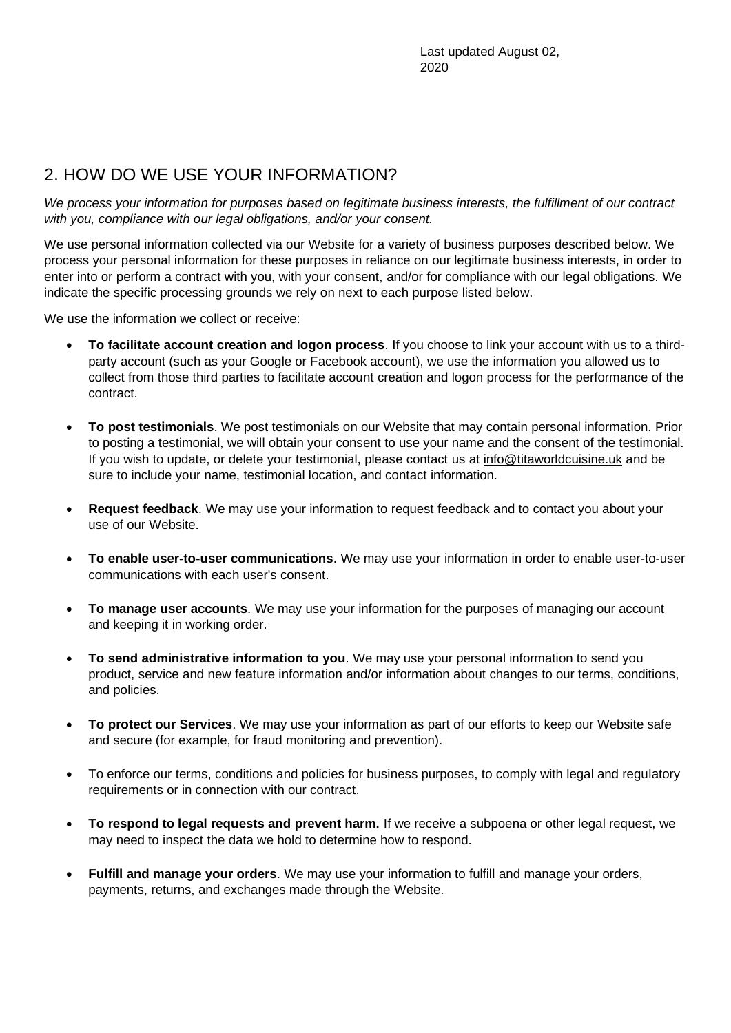Last updated August 02, 2020

## 2. HOW DO WE USE YOUR INFORMATION?

*We process your information for purposes based on legitimate business interests, the fulfillment of our contract with you, compliance with our legal obligations, and/or your consent.*

We use personal information collected via our Website for a variety of business purposes described below. We process your personal information for these purposes in reliance on our legitimate business interests, in order to enter into or perform a contract with you, with your consent, and/or for compliance with our legal obligations. We indicate the specific processing grounds we rely on next to each purpose listed below.

We use the information we collect or receive:

- **To facilitate account creation and logon process**. If you choose to link your account with us to a third-party account (such as your Google or Facebook account), we use the information you allowed us to collect from those third parties to facilitate account creation and logon process for the performance of the contract.
- **To post testimonials**. We post testimonials on our Website that may contain personal information. Prior to posting a testimonial, we will obtain your consent to use your name and the consent of the testimonial. If you wish to update, or delete your testimonial, please contact us at info@titaworldcuisine.uk and be sure to include your name, testimonial location, and contact information.
- **Request feedback**. We may use your information to request feedback and to contact you about your use of our Website.
- **To enable user-to-user communications**. We may use your information in order to enable user-to-user communications with each user's consent.
- **To manage user accounts**. We may use your information for the purposes of managing our account and keeping it in working order.
- **To send administrative information to you**. We may use your personal information to send you product, service and new feature information and/or information about changes to our terms, conditions, and policies.
- **To protect our Services**. We may use your information as part of our efforts to keep our Website safe and secure (for example, for fraud monitoring and prevention).
- To enforce our terms, conditions and policies for business purposes, to comply with legal and regulatory requirements or in connection with our contract.
- **To respond to legal requests and prevent harm.** If we receive a subpoena or other legal request, we may need to inspect the data we hold to determine how to respond.
- **Fulfill and manage your orders**. We may use your information to fulfill and manage your orders, payments, returns, and exchanges made through the Website.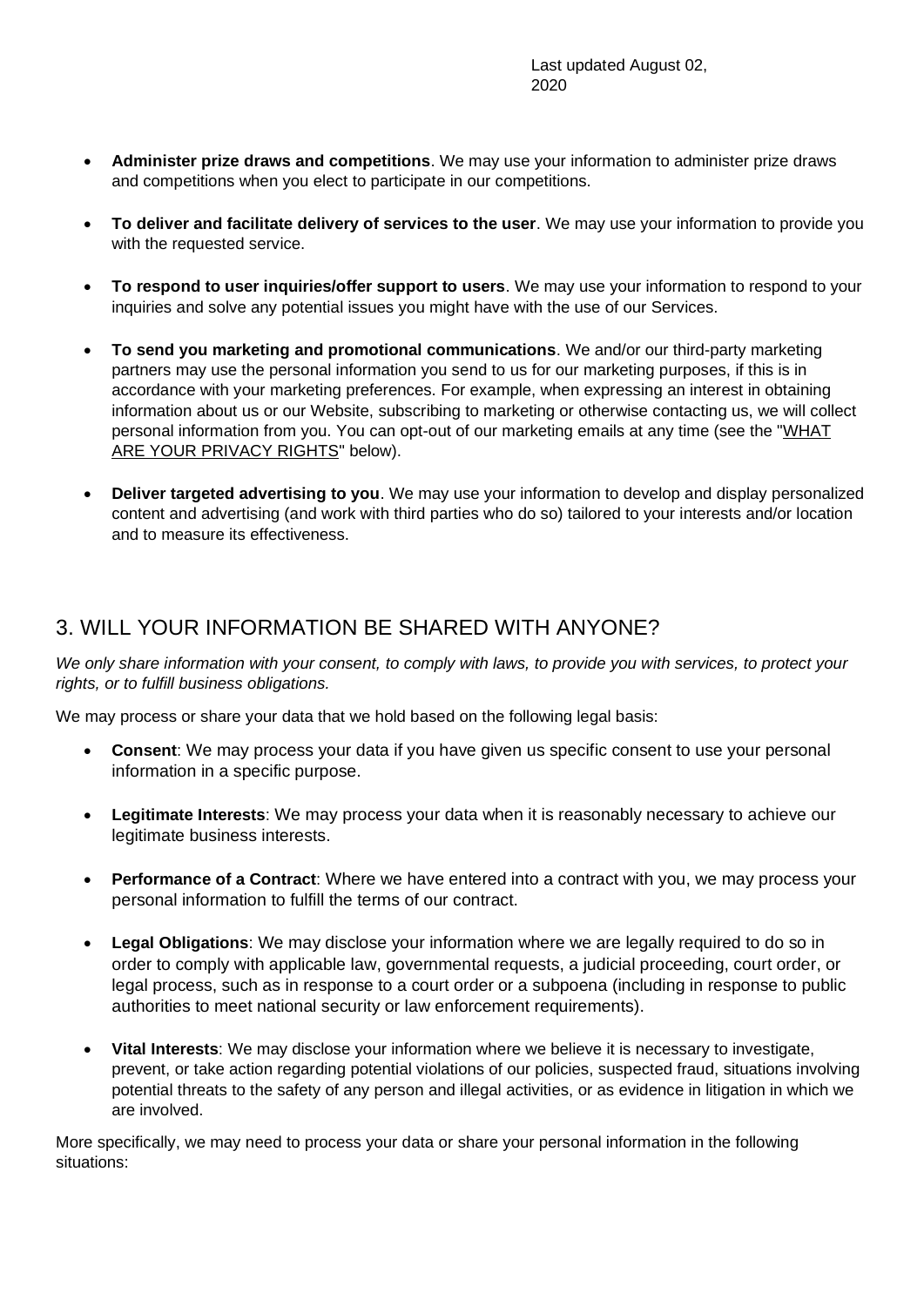- **Administer prize draws and competitions**. We may use your information to administer prize draws and competitions when you elect to participate in our competitions.

- **To deliver and facilitate delivery of services to the user**. We may use your information to provide you with the requested service.

- **To respond to user inquiries/offer support to users**. We may use your information to respond to your inquiries and solve any potential issues you might have with the use of our Services.

- **To send you marketing and promotional communications**. We and/or our third-party marketing partners may use the personal information you send to us for our marketing purposes, if this is in accordance with your marketing preferences. For example, when expressing an interest in obtaining information about us or our Website, subscribing to marketing or otherwise contacting us, we will collect personal information from you. You can opt-out of our marketing emails at any time (see the "WHAT ARE YOUR PRIVACY RIGHTS" below).

- **Deliver targeted advertising to you**. We may use your information to develop and display personalized content and advertising (and work with third parties who do so) tailored to your interests and/or location and to measure its effectiveness.

## 3. WILL YOUR INFORMATION BE SHARED WITH ANYONE?

*We only share information with your consent, to comply with laws, to provide you with services, to protect your rights, or to fulfill business obligations.*

We may process or share your data that we hold based on the following legal basis:

- **Consent**: We may process your data if you have given us specific consent to use your personal information in a specific purpose.

- **Legitimate Interests**: We may process your data when it is reasonably necessary to achieve our legitimate business interests.

- **Performance of a Contract**: Where we have entered into a contract with you, we may process your personal information to fulfill the terms of our contract.

- **Legal Obligations**: We may disclose your information where we are legally required to do so in order to comply with applicable law, governmental requests, a judicial proceeding, court order, or legal process, such as in response to a court order or a subpoena (including in response to public authorities to meet national security or law enforcement requirements).

- **Vital Interests**: We may disclose your information where we believe it is necessary to investigate, prevent, or take action regarding potential violations of our policies, suspected fraud, situations involving potential threats to the safety of any person and illegal activities, or as evidence in litigation in which we are involved.

More specifically, we may need to process your data or share your personal information in the following situations: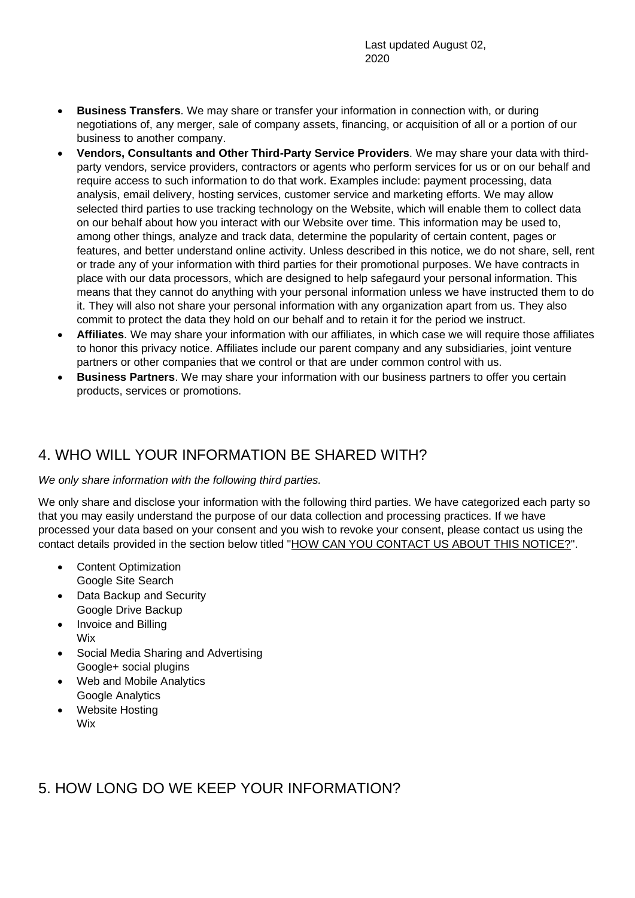Last updated August 02, 2020

- **Business Transfers**. We may share or transfer your information in connection with, or during negotiations of, any merger, sale of company assets, financing, or acquisition of all or a portion of our business to another company.
- **Vendors, Consultants and Other Third-Party Service Providers**. We may share your data with third-party vendors, service providers, contractors or agents who perform services for us or on our behalf and require access to such information to do that work. Examples include: payment processing, data analysis, email delivery, hosting services, customer service and marketing efforts. We may allow selected third parties to use tracking technology on the Website, which will enable them to collect data on our behalf about how you interact with our Website over time. This information may be used to, among other things, analyze and track data, determine the popularity of certain content, pages or features, and better understand online activity. Unless described in this notice, we do not share, sell, rent or trade any of your information with third parties for their promotional purposes. We have contracts in place with our data processors, which are designed to help safegaurd your personal information. This means that they cannot do anything with your personal information unless we have instructed them to do it. They will also not share your personal information with any organization apart from us. They also commit to protect the data they hold on our behalf and to retain it for the period we instruct.
- **Affiliates**. We may share your information with our affiliates, in which case we will require those affiliates to honor this privacy notice. Affiliates include our parent company and any subsidiaries, joint venture partners or other companies that we control or that are under common control with us.
- **Business Partners**. We may share your information with our business partners to offer you certain products, services or promotions.

## 4. WHO WILL YOUR INFORMATION BE SHARED WITH?

*We only share information with the following third parties.*

We only share and disclose your information with the following third parties. We have categorized each party so that you may easily understand the purpose of our data collection and processing practices. If we have processed your data based on your consent and you wish to revoke your consent, please contact us using the contact details provided in the section below titled "HOW CAN YOU CONTACT US ABOUT THIS NOTICE?".

- Content Optimization
  Google Site Search
- Data Backup and Security
  Google Drive Backup
- Invoice and Billing
  Wix
- Social Media Sharing and Advertising
  Google+ social plugins
- Web and Mobile Analytics
  Google Analytics
- Website Hosting
  Wix

## 5. HOW LONG DO WE KEEP YOUR INFORMATION?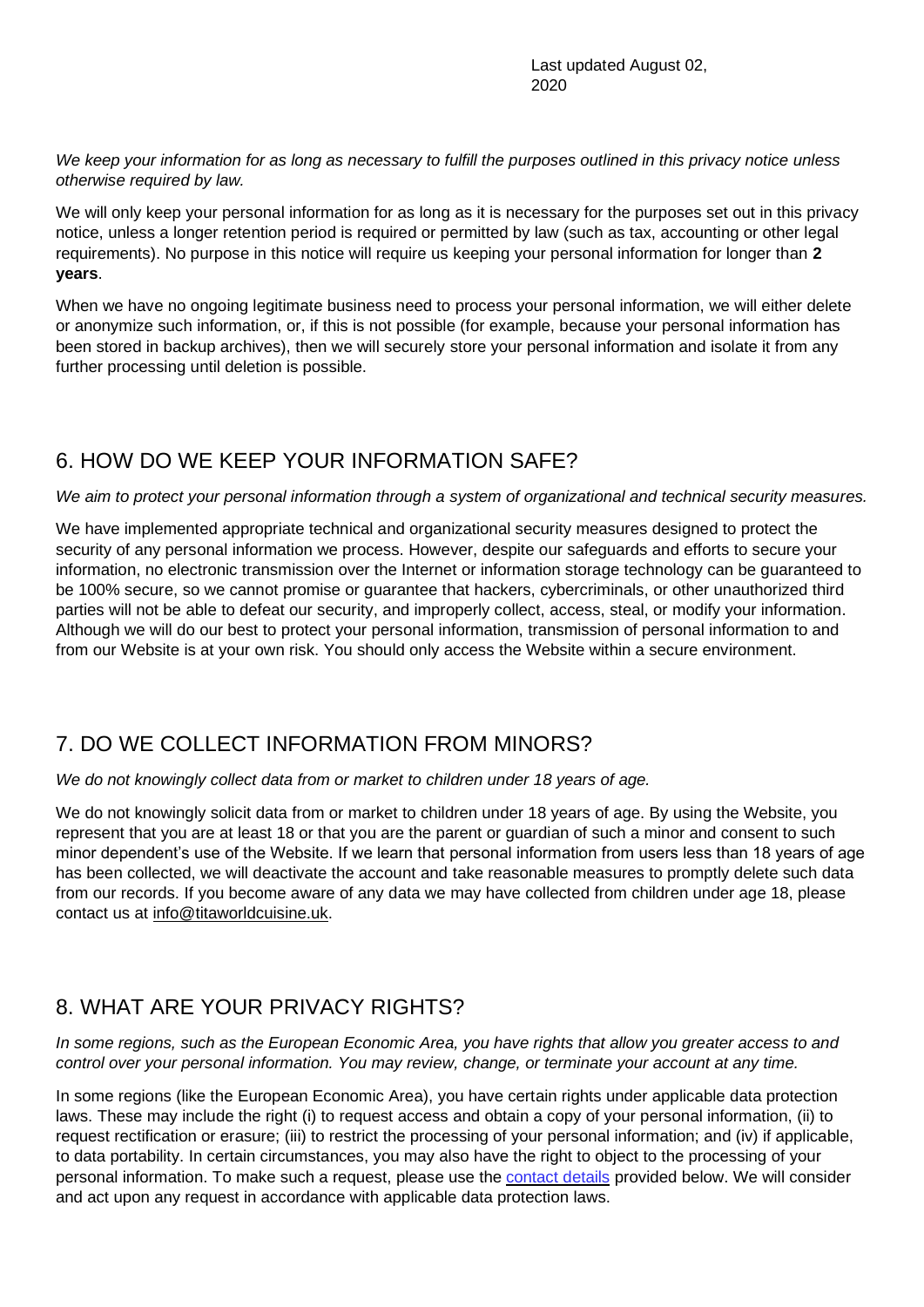Last updated August 02, 2020

*We keep your information for as long as necessary to fulfill the purposes outlined in this privacy notice unless otherwise required by law.*

We will only keep your personal information for as long as it is necessary for the purposes set out in this privacy notice, unless a longer retention period is required or permitted by law (such as tax, accounting or other legal requirements). No purpose in this notice will require us keeping your personal information for longer than **2 years**.

When we have no ongoing legitimate business need to process your personal information, we will either delete or anonymize such information, or, if this is not possible (for example, because your personal information has been stored in backup archives), then we will securely store your personal information and isolate it from any further processing until deletion is possible.

## 6. HOW DO WE KEEP YOUR INFORMATION SAFE?

*We aim to protect your personal information through a system of organizational and technical security measures.*

We have implemented appropriate technical and organizational security measures designed to protect the security of any personal information we process. However, despite our safeguards and efforts to secure your information, no electronic transmission over the Internet or information storage technology can be guaranteed to be 100% secure, so we cannot promise or guarantee that hackers, cybercriminals, or other unauthorized third parties will not be able to defeat our security, and improperly collect, access, steal, or modify your information. Although we will do our best to protect your personal information, transmission of personal information to and from our Website is at your own risk. You should only access the Website within a secure environment.

## 7. DO WE COLLECT INFORMATION FROM MINORS?

*We do not knowingly collect data from or market to children under 18 years of age.*

We do not knowingly solicit data from or market to children under 18 years of age. By using the Website, you represent that you are at least 18 or that you are the parent or guardian of such a minor and consent to such minor dependent's use of the Website. If we learn that personal information from users less than 18 years of age has been collected, we will deactivate the account and take reasonable measures to promptly delete such data from our records. If you become aware of any data we may have collected from children under age 18, please contact us at info@titaworldcuisine.uk.

## 8. WHAT ARE YOUR PRIVACY RIGHTS?

*In some regions, such as the European Economic Area, you have rights that allow you greater access to and control over your personal information. You may review, change, or terminate your account at any time.*

In some regions (like the European Economic Area), you have certain rights under applicable data protection laws. These may include the right (i) to request access and obtain a copy of your personal information, (ii) to request rectification or erasure; (iii) to restrict the processing of your personal information; and (iv) if applicable, to data portability. In certain circumstances, you may also have the right to object to the processing of your personal information. To make such a request, please use the contact details provided below. We will consider and act upon any request in accordance with applicable data protection laws.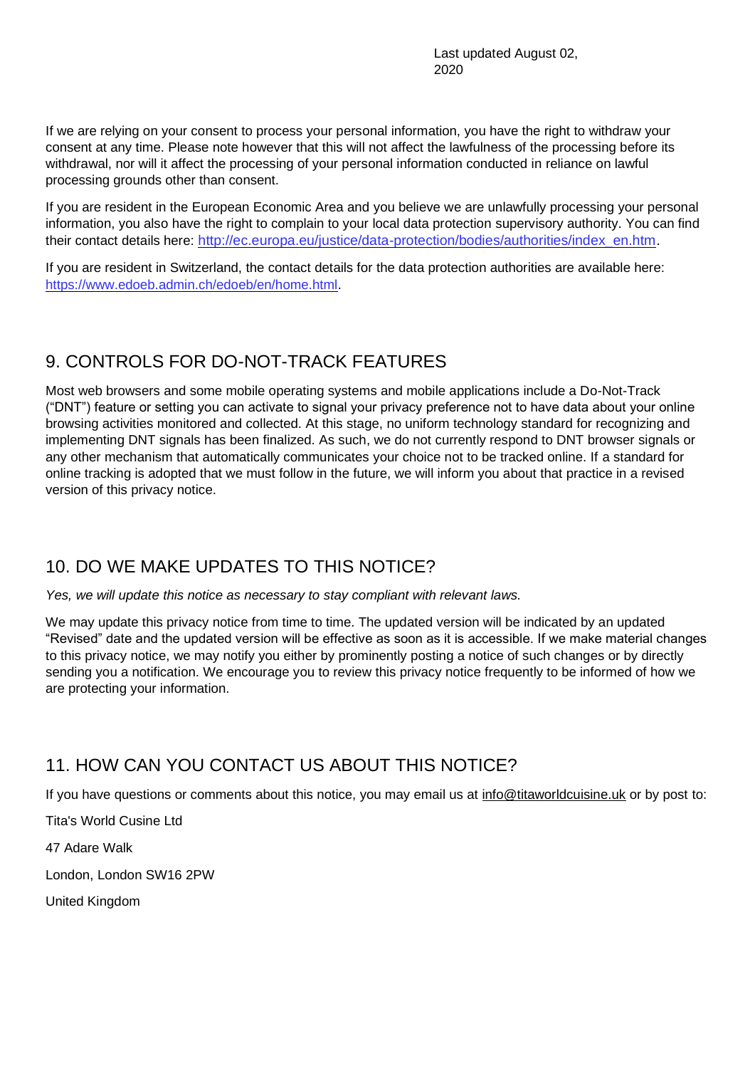Last updated August 02, 2020

If we are relying on your consent to process your personal information, you have the right to withdraw your consent at any time. Please note however that this will not affect the lawfulness of the processing before its withdrawal, nor will it affect the processing of your personal information conducted in reliance on lawful processing grounds other than consent.

If you are resident in the European Economic Area and you believe we are unlawfully processing your personal information, you also have the right to complain to your local data protection supervisory authority. You can find their contact details here: http://ec.europa.eu/justice/data-protection/bodies/authorities/index_en.htm.

If you are resident in Switzerland, the contact details for the data protection authorities are available here: https://www.edoeb.admin.ch/edoeb/en/home.html.

## 9. CONTROLS FOR DO-NOT-TRACK FEATURES

Most web browsers and some mobile operating systems and mobile applications include a Do-Not-Track ("DNT") feature or setting you can activate to signal your privacy preference not to have data about your online browsing activities monitored and collected. At this stage, no uniform technology standard for recognizing and implementing DNT signals has been finalized. As such, we do not currently respond to DNT browser signals or any other mechanism that automatically communicates your choice not to be tracked online. If a standard for online tracking is adopted that we must follow in the future, we will inform you about that practice in a revised version of this privacy notice.

## 10. DO WE MAKE UPDATES TO THIS NOTICE?

*Yes, we will update this notice as necessary to stay compliant with relevant laws.*

We may update this privacy notice from time to time. The updated version will be indicated by an updated "Revised" date and the updated version will be effective as soon as it is accessible. If we make material changes to this privacy notice, we may notify you either by prominently posting a notice of such changes or by directly sending you a notification. We encourage you to review this privacy notice frequently to be informed of how we are protecting your information.

## 11. HOW CAN YOU CONTACT US ABOUT THIS NOTICE?

If you have questions or comments about this notice, you may email us at info@titaworldcuisine.uk or by post to:

Tita's World Cusine Ltd

47 Adare Walk

London, London SW16 2PW

United Kingdom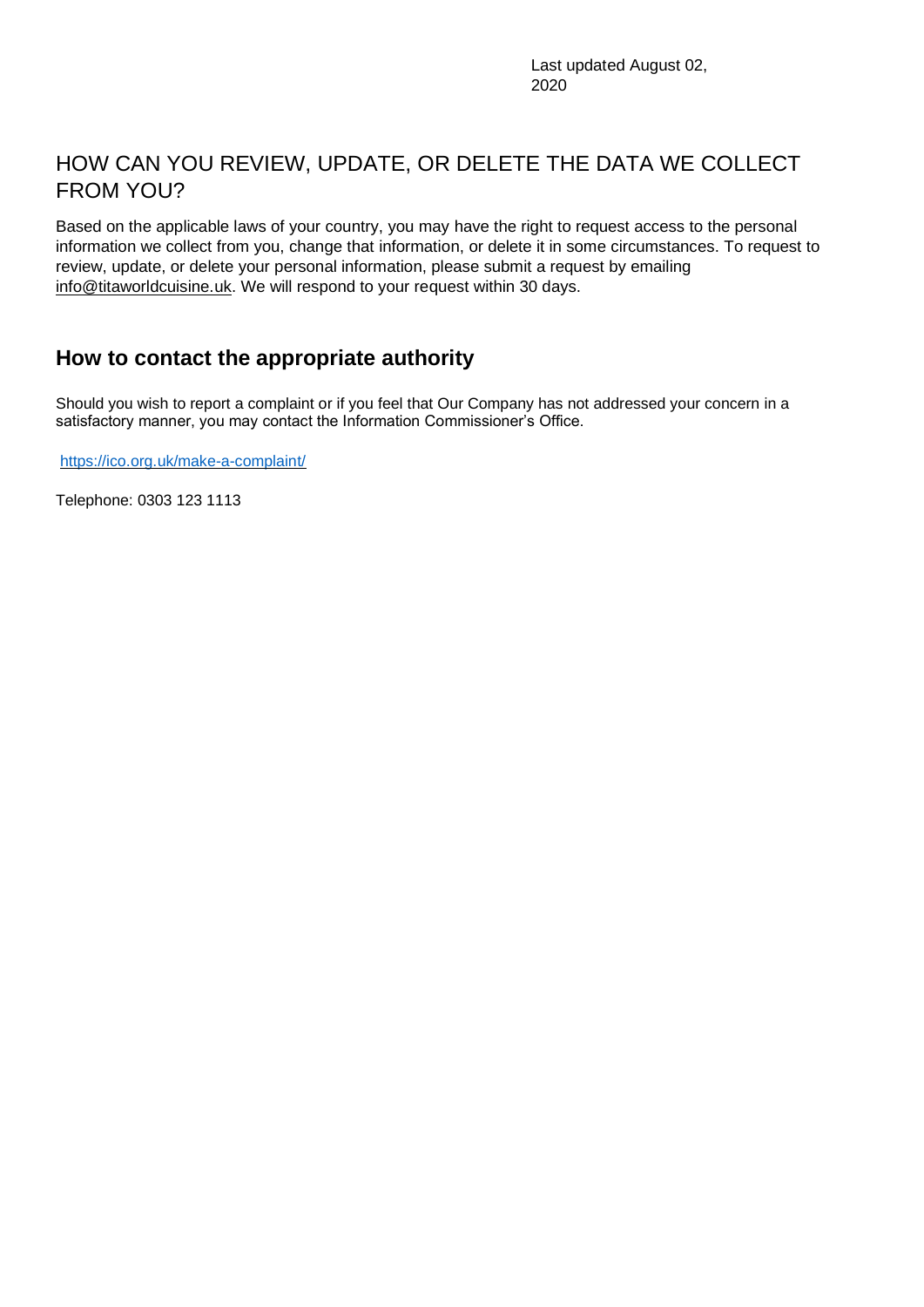Last updated August 02, 2020

## HOW CAN YOU REVIEW, UPDATE, OR DELETE THE DATA WE COLLECT FROM YOU?

Based on the applicable laws of your country, you may have the right to request access to the personal information we collect from you, change that information, or delete it in some circumstances. To request to review, update, or delete your personal information, please submit a request by emailing info@titaworldcuisine.uk. We will respond to your request within 30 days.

## How to contact the appropriate authority

Should you wish to report a complaint or if you feel that Our Company has not addressed your concern in a satisfactory manner, you may contact the Information Commissioner's Office.

https://ico.org.uk/make-a-complaint/

Telephone: 0303 123 1113